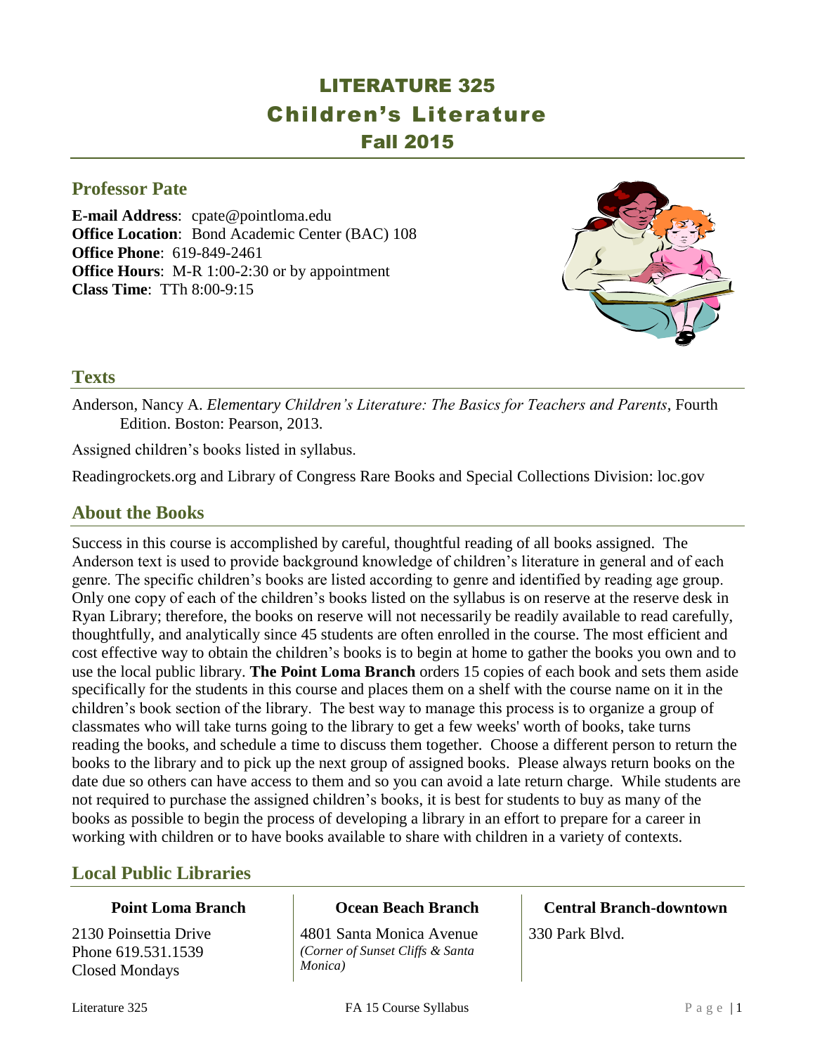# LITERATURE 325
# Children's Literature
# Fall 2015

## Professor Pate

**E-mail Address**: cpate@pointloma.edu
**Office Location**: Bond Academic Center (BAC) 108
**Office Phone**: 619-849-2461
**Office Hours**: M-R 1:00-2:30 or by appointment
**Class Time**: TTh 8:00-9:15

## Texts

Anderson, Nancy A. *Elementary Children's Literature: The Basics for Teachers and Parents*, Fourth Edition. Boston: Pearson, 2013.

Assigned children's books listed in syllabus.

Readingrockets.org and Library of Congress Rare Books and Special Collections Division: loc.gov

## About the Books

Success in this course is accomplished by careful, thoughtful reading of all books assigned. The Anderson text is used to provide background knowledge of children's literature in general and of each genre. The specific children's books are listed according to genre and identified by reading age group. Only one copy of each of the children's books listed on the syllabus is on reserve at the reserve desk in Ryan Library; therefore, the books on reserve will not necessarily be readily available to read carefully, thoughtfully, and analytically since 45 students are often enrolled in the course. The most efficient and cost effective way to obtain the children's books is to begin at home to gather the books you own and to use the local public library. **The Point Loma Branch** orders 15 copies of each book and sets them aside specifically for the students in this course and places them on a shelf with the course name on it in the children's book section of the library. The best way to manage this process is to organize a group of classmates who will take turns going to the library to get a few weeks' worth of books, take turns reading the books, and schedule a time to discuss them together. Choose a different person to return the books to the library and to pick up the next group of assigned books. Please always return books on the date due so others can have access to them and so you can avoid a late return charge. While students are not required to purchase the assigned children's books, it is best for students to buy as many of the books as possible to begin the process of developing a library in an effort to prepare for a career in working with children or to have books available to share with children in a variety of contexts.

## Local Public Libraries

| Point Loma Branch | Ocean Beach Branch | Central Branch-downtown |
|---|---|---|
| 2130 Poinsettia Drive<br>Phone 619.531.1539<br>Closed Mondays | 4801 Santa Monica Avenue<br>*(Corner of Sunset Cliffs & Santa Monica)* | 330 Park Blvd. |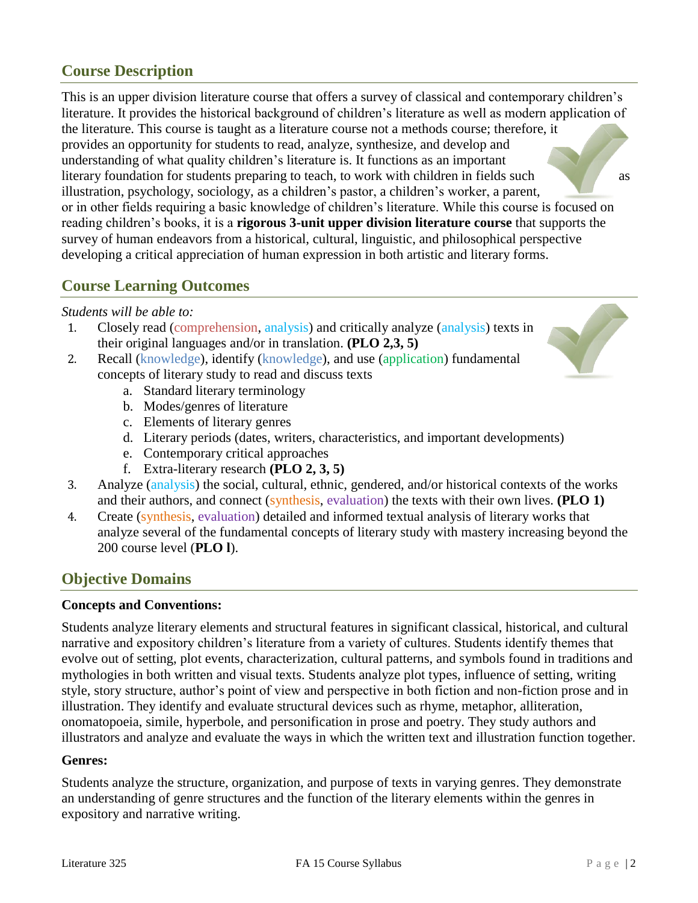## Course Description

This is an upper division literature course that offers a survey of classical and contemporary children's literature. It provides the historical background of children's literature as well as modern application of the literature. This course is taught as a literature course not a methods course; therefore, it provides an opportunity for students to read, analyze, synthesize, and develop and understanding of what quality children's literature is. It functions as an important literary foundation for students preparing to teach, to work with children in fields such as illustration, psychology, sociology, as a children's pastor, a children's worker, a parent, or in other fields requiring a basic knowledge of children's literature. While this course is focused on reading children's books, it is a **rigorous 3-unit upper division literature course** that supports the survey of human endeavors from a historical, cultural, linguistic, and philosophical perspective developing a critical appreciation of human expression in both artistic and literary forms.

## Course Learning Outcomes

*Students will be able to:*

1. Closely read (comprehension, analysis) and critically analyze (analysis) texts in their original languages and/or in translation. **(PLO 2,3, 5)**
2. Recall (knowledge), identify (knowledge), and use (application) fundamental concepts of literary study to read and discuss texts
   a. Standard literary terminology
   b. Modes/genres of literature
   c. Elements of literary genres
   d. Literary periods (dates, writers, characteristics, and important developments)
   e. Contemporary critical approaches
   f. Extra-literary research **(PLO 2, 3, 5)**
3. Analyze (analysis) the social, cultural, ethnic, gendered, and/or historical contexts of the works and their authors, and connect (synthesis, evaluation) the texts with their own lives. **(PLO 1)**
4. Create (synthesis, evaluation) detailed and informed textual analysis of literary works that analyze several of the fundamental concepts of literary study with mastery increasing beyond the 200 course level (**PLO l**).

## Objective Domains

**Concepts and Conventions:**

Students analyze literary elements and structural features in significant classical, historical, and cultural narrative and expository children's literature from a variety of cultures. Students identify themes that evolve out of setting, plot events, characterization, cultural patterns, and symbols found in traditions and mythologies in both written and visual texts. Students analyze plot types, influence of setting, writing style, story structure, author's point of view and perspective in both fiction and non-fiction prose and in illustration. They identify and evaluate structural devices such as rhyme, metaphor, alliteration, onomatopoeia, simile, hyperbole, and personification in prose and poetry. They study authors and illustrators and analyze and evaluate the ways in which the written text and illustration function together.

**Genres:**

Students analyze the structure, organization, and purpose of texts in varying genres. They demonstrate an understanding of genre structures and the function of the literary elements within the genres in expository and narrative writing.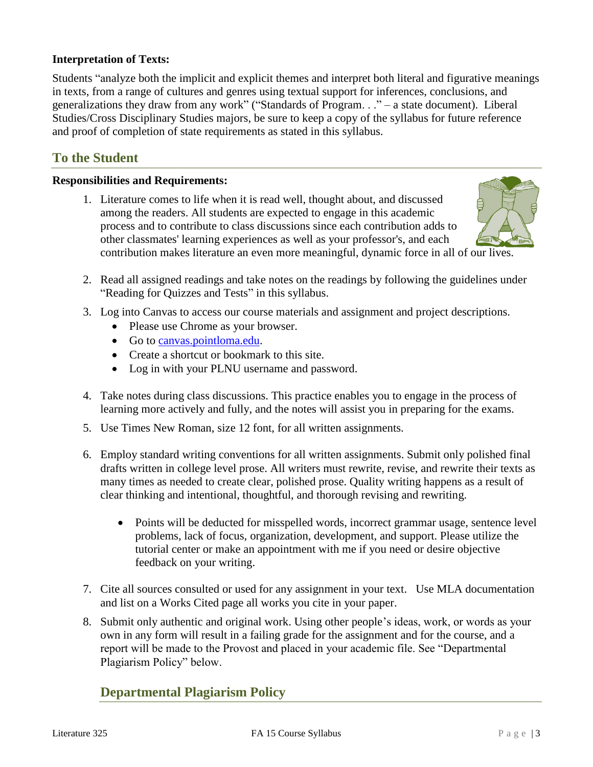**Interpretation of Texts:**

Students "analyze both the implicit and explicit themes and interpret both literal and figurative meanings in texts, from a range of cultures and genres using textual support for inferences, conclusions, and generalizations they draw from any work" ("Standards of Program. . ." – a state document). Liberal Studies/Cross Disciplinary Studies majors, be sure to keep a copy of the syllabus for future reference and proof of completion of state requirements as stated in this syllabus.

## To the Student

**Responsibilities and Requirements:**

1. Literature comes to life when it is read well, thought about, and discussed among the readers. All students are expected to engage in this academic process and to contribute to class discussions since each contribution adds to other classmates' learning experiences as well as your professor's, and each contribution makes literature an even more meaningful, dynamic force in all of our lives.

2. Read all assigned readings and take notes on the readings by following the guidelines under "Reading for Quizzes and Tests" in this syllabus.

3. Log into Canvas to access our course materials and assignment and project descriptions.
   - Please use Chrome as your browser.
   - Go to canvas.pointloma.edu.
   - Create a shortcut or bookmark to this site.
   - Log in with your PLNU username and password.

4. Take notes during class discussions. This practice enables you to engage in the process of learning more actively and fully, and the notes will assist you in preparing for the exams.

5. Use Times New Roman, size 12 font, for all written assignments.

6. Employ standard writing conventions for all written assignments. Submit only polished final drafts written in college level prose. All writers must rewrite, revise, and rewrite their texts as many times as needed to create clear, polished prose. Quality writing happens as a result of clear thinking and intentional, thoughtful, and thorough revising and rewriting.

   - Points will be deducted for misspelled words, incorrect grammar usage, sentence level problems, lack of focus, organization, development, and support. Please utilize the tutorial center or make an appointment with me if you need or desire objective feedback on your writing.

7. Cite all sources consulted or used for any assignment in your text. Use MLA documentation and list on a Works Cited page all works you cite in your paper.

8. Submit only authentic and original work. Using other people's ideas, work, or words as your own in any form will result in a failing grade for the assignment and for the course, and a report will be made to the Provost and placed in your academic file. See "Departmental Plagiarism Policy" below.

## Departmental Plagiarism Policy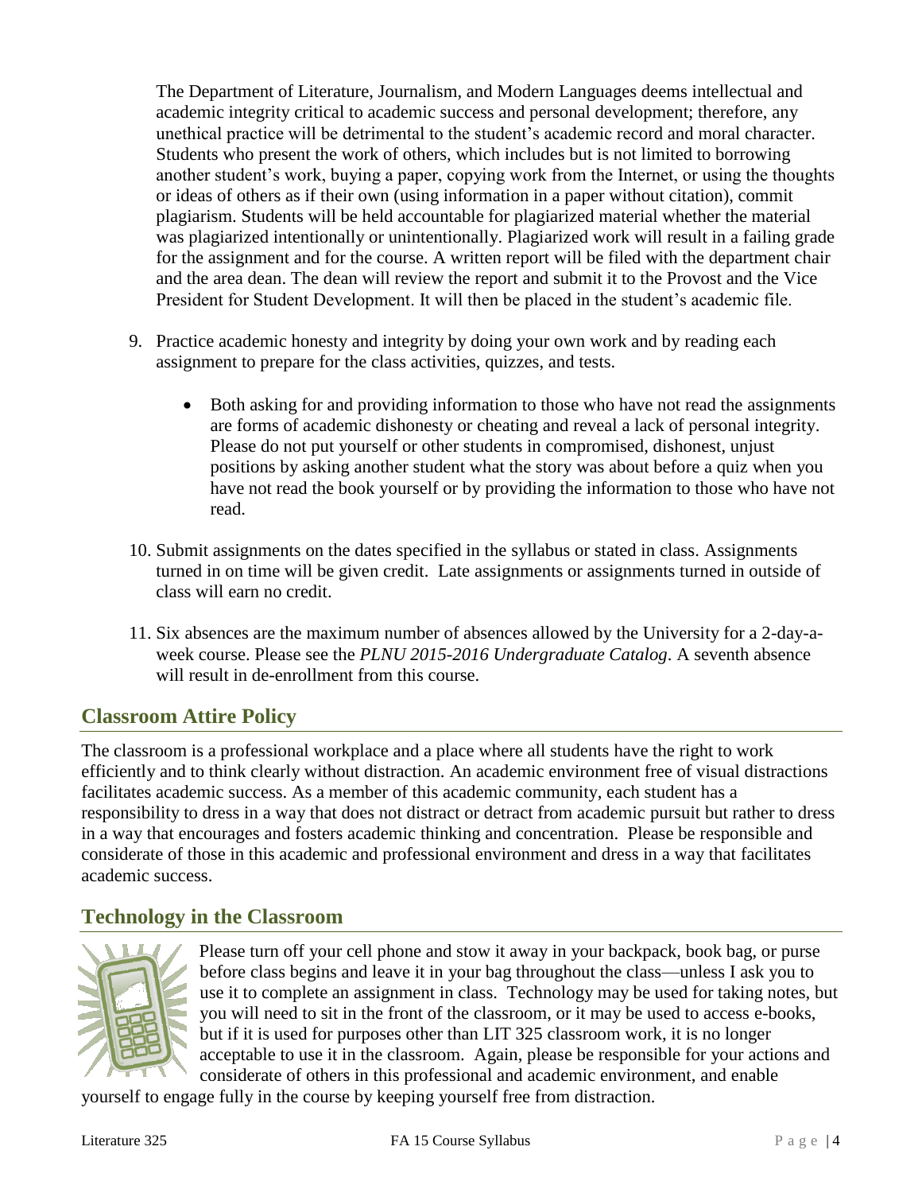The Department of Literature, Journalism, and Modern Languages deems intellectual and academic integrity critical to academic success and personal development; therefore, any unethical practice will be detrimental to the student's academic record and moral character. Students who present the work of others, which includes but is not limited to borrowing another student's work, buying a paper, copying work from the Internet, or using the thoughts or ideas of others as if their own (using information in a paper without citation), commit plagiarism. Students will be held accountable for plagiarized material whether the material was plagiarized intentionally or unintentionally. Plagiarized work will result in a failing grade for the assignment and for the course. A written report will be filed with the department chair and the area dean. The dean will review the report and submit it to the Provost and the Vice President for Student Development. It will then be placed in the student's academic file.

9. Practice academic honesty and integrity by doing your own work and by reading each assignment to prepare for the class activities, quizzes, and tests.

    - Both asking for and providing information to those who have not read the assignments are forms of academic dishonesty or cheating and reveal a lack of personal integrity. Please do not put yourself or other students in compromised, dishonest, unjust positions by asking another student what the story was about before a quiz when you have not read the book yourself or by providing the information to those who have not read.

10. Submit assignments on the dates specified in the syllabus or stated in class. Assignments turned in on time will be given credit. Late assignments or assignments turned in outside of class will earn no credit.

11. Six absences are the maximum number of absences allowed by the University for a 2-day-a-week course. Please see the *PLNU 2015-2016 Undergraduate Catalog*. A seventh absence will result in de-enrollment from this course.

## Classroom Attire Policy

The classroom is a professional workplace and a place where all students have the right to work efficiently and to think clearly without distraction. An academic environment free of visual distractions facilitates academic success. As a member of this academic community, each student has a responsibility to dress in a way that does not distract or detract from academic pursuit but rather to dress in a way that encourages and fosters academic thinking and concentration. Please be responsible and considerate of those in this academic and professional environment and dress in a way that facilitates academic success.

## Technology in the Classroom

Please turn off your cell phone and stow it away in your backpack, book bag, or purse before class begins and leave it in your bag throughout the class—unless I ask you to use it to complete an assignment in class. Technology may be used for taking notes, but you will need to sit in the front of the classroom, or it may be used to access e-books, but if it is used for purposes other than LIT 325 classroom work, it is no longer acceptable to use it in the classroom. Again, please be responsible for your actions and considerate of others in this professional and academic environment, and enable yourself to engage fully in the course by keeping yourself free from distraction.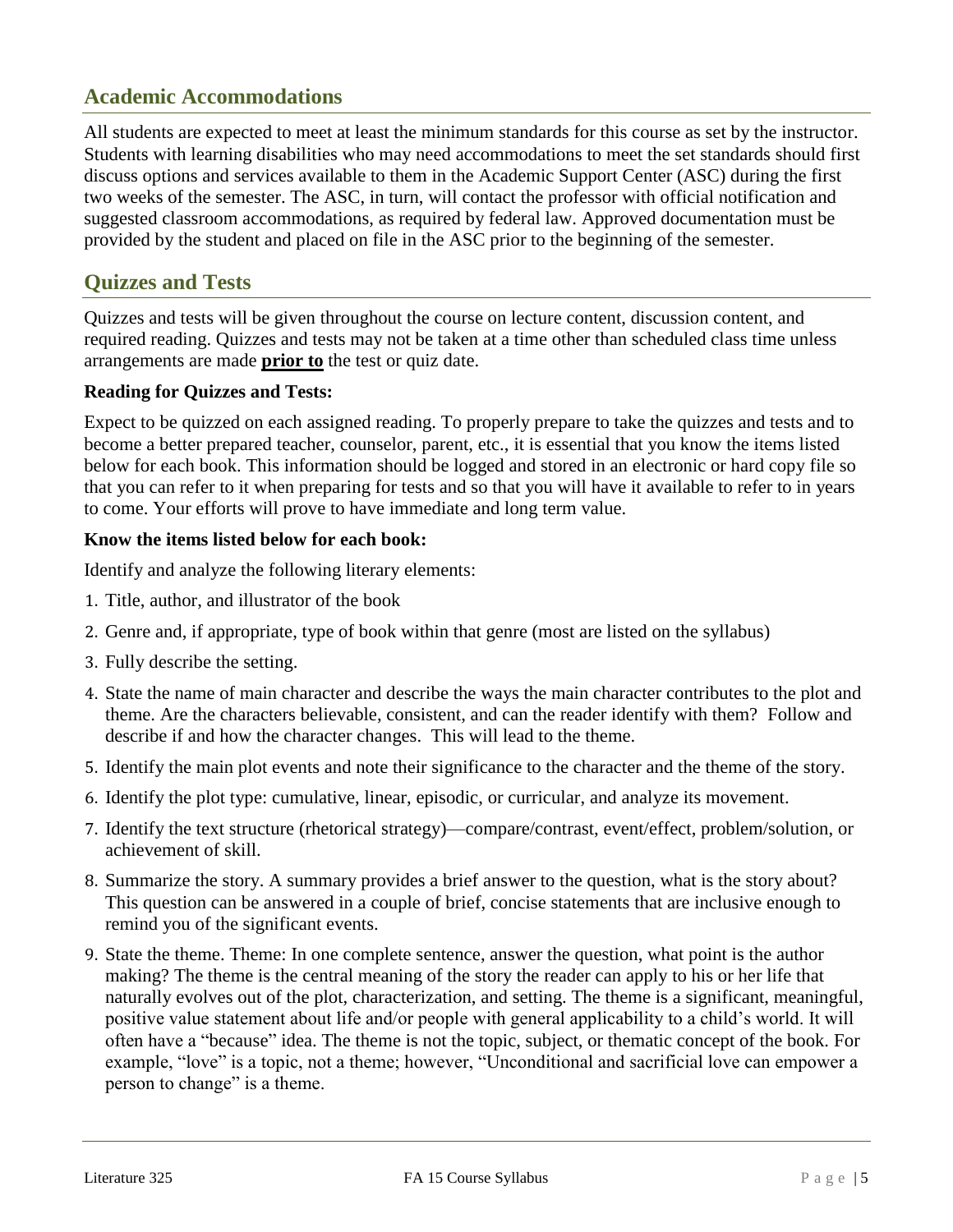## Academic Accommodations

All students are expected to meet at least the minimum standards for this course as set by the instructor. Students with learning disabilities who may need accommodations to meet the set standards should first discuss options and services available to them in the Academic Support Center (ASC) during the first two weeks of the semester. The ASC, in turn, will contact the professor with official notification and suggested classroom accommodations, as required by federal law. Approved documentation must be provided by the student and placed on file in the ASC prior to the beginning of the semester.

## Quizzes and Tests

Quizzes and tests will be given throughout the course on lecture content, discussion content, and required reading. Quizzes and tests may not be taken at a time other than scheduled class time unless arrangements are made **prior to** the test or quiz date.

**Reading for Quizzes and Tests:**

Expect to be quizzed on each assigned reading. To properly prepare to take the quizzes and tests and to become a better prepared teacher, counselor, parent, etc., it is essential that you know the items listed below for each book. This information should be logged and stored in an electronic or hard copy file so that you can refer to it when preparing for tests and so that you will have it available to refer to in years to come. Your efforts will prove to have immediate and long term value.

**Know the items listed below for each book:**

Identify and analyze the following literary elements:

1. Title, author, and illustrator of the book
2. Genre and, if appropriate, type of book within that genre (most are listed on the syllabus)
3. Fully describe the setting.
4. State the name of main character and describe the ways the main character contributes to the plot and theme. Are the characters believable, consistent, and can the reader identify with them? Follow and describe if and how the character changes. This will lead to the theme.
5. Identify the main plot events and note their significance to the character and the theme of the story.
6. Identify the plot type: cumulative, linear, episodic, or curricular, and analyze its movement.
7. Identify the text structure (rhetorical strategy)—compare/contrast, event/effect, problem/solution, or achievement of skill.
8. Summarize the story. A summary provides a brief answer to the question, what is the story about? This question can be answered in a couple of brief, concise statements that are inclusive enough to remind you of the significant events.
9. State the theme. Theme: In one complete sentence, answer the question, what point is the author making? The theme is the central meaning of the story the reader can apply to his or her life that naturally evolves out of the plot, characterization, and setting. The theme is a significant, meaningful, positive value statement about life and/or people with general applicability to a child's world. It will often have a "because" idea. The theme is not the topic, subject, or thematic concept of the book. For example, "love" is a topic, not a theme; however, "Unconditional and sacrificial love can empower a person to change" is a theme.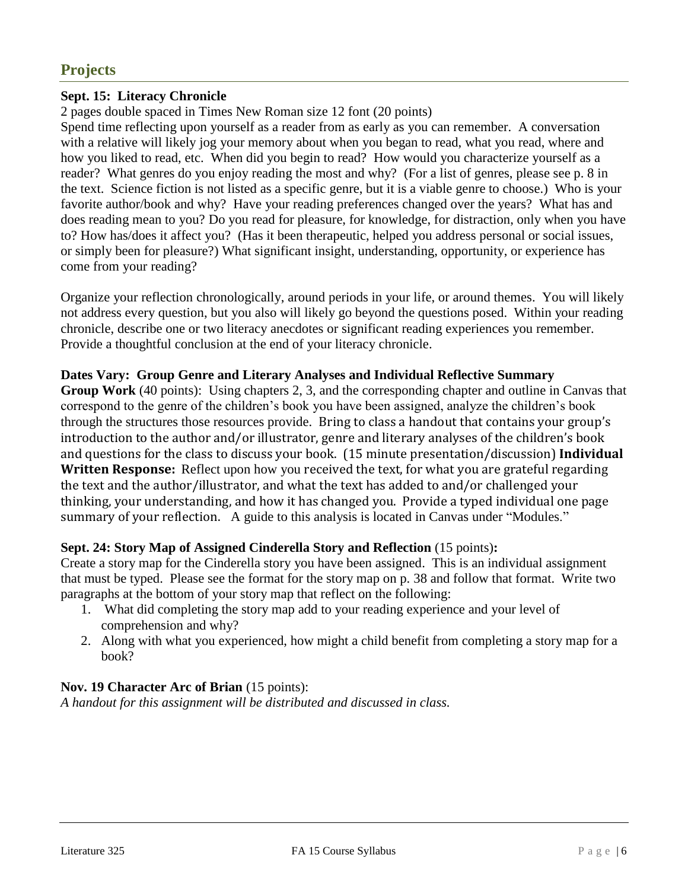## Projects

**Sept. 15: Literacy Chronicle**

2 pages double spaced in Times New Roman size 12 font (20 points)

Spend time reflecting upon yourself as a reader from as early as you can remember. A conversation with a relative will likely jog your memory about when you began to read, what you read, where and how you liked to read, etc. When did you begin to read? How would you characterize yourself as a reader? What genres do you enjoy reading the most and why? (For a list of genres, please see p. 8 in the text. Science fiction is not listed as a specific genre, but it is a viable genre to choose.) Who is your favorite author/book and why? Have your reading preferences changed over the years? What has and does reading mean to you? Do you read for pleasure, for knowledge, for distraction, only when you have to? How has/does it affect you? (Has it been therapeutic, helped you address personal or social issues, or simply been for pleasure?) What significant insight, understanding, opportunity, or experience has come from your reading?

Organize your reflection chronologically, around periods in your life, or around themes. You will likely not address every question, but you also will likely go beyond the questions posed. Within your reading chronicle, describe one or two literacy anecdotes or significant reading experiences you remember. Provide a thoughtful conclusion at the end of your literacy chronicle.

**Dates Vary: Group Genre and Literary Analyses and Individual Reflective Summary**

**Group Work** (40 points): Using chapters 2, 3, and the corresponding chapter and outline in Canvas that correspond to the genre of the children's book you have been assigned, analyze the children's book through the structures those resources provide. Bring to class a handout that contains your group's introduction to the author and/or illustrator, genre and literary analyses of the children's book and questions for the class to discuss your book. (15 minute presentation/discussion) **Individual Written Response:** Reflect upon how you received the text, for what you are grateful regarding the text and the author/illustrator, and what the text has added to and/or challenged your thinking, your understanding, and how it has changed you. Provide a typed individual one page summary of your reflection. A guide to this analysis is located in Canvas under "Modules."

**Sept. 24: Story Map of Assigned Cinderella Story and Reflection** (15 points)**:**

Create a story map for the Cinderella story you have been assigned. This is an individual assignment that must be typed. Please see the format for the story map on p. 38 and follow that format. Write two paragraphs at the bottom of your story map that reflect on the following:

1. What did completing the story map add to your reading experience and your level of comprehension and why?
2. Along with what you experienced, how might a child benefit from completing a story map for a book?

**Nov. 19 Character Arc of Brian** (15 points):

*A handout for this assignment will be distributed and discussed in class.*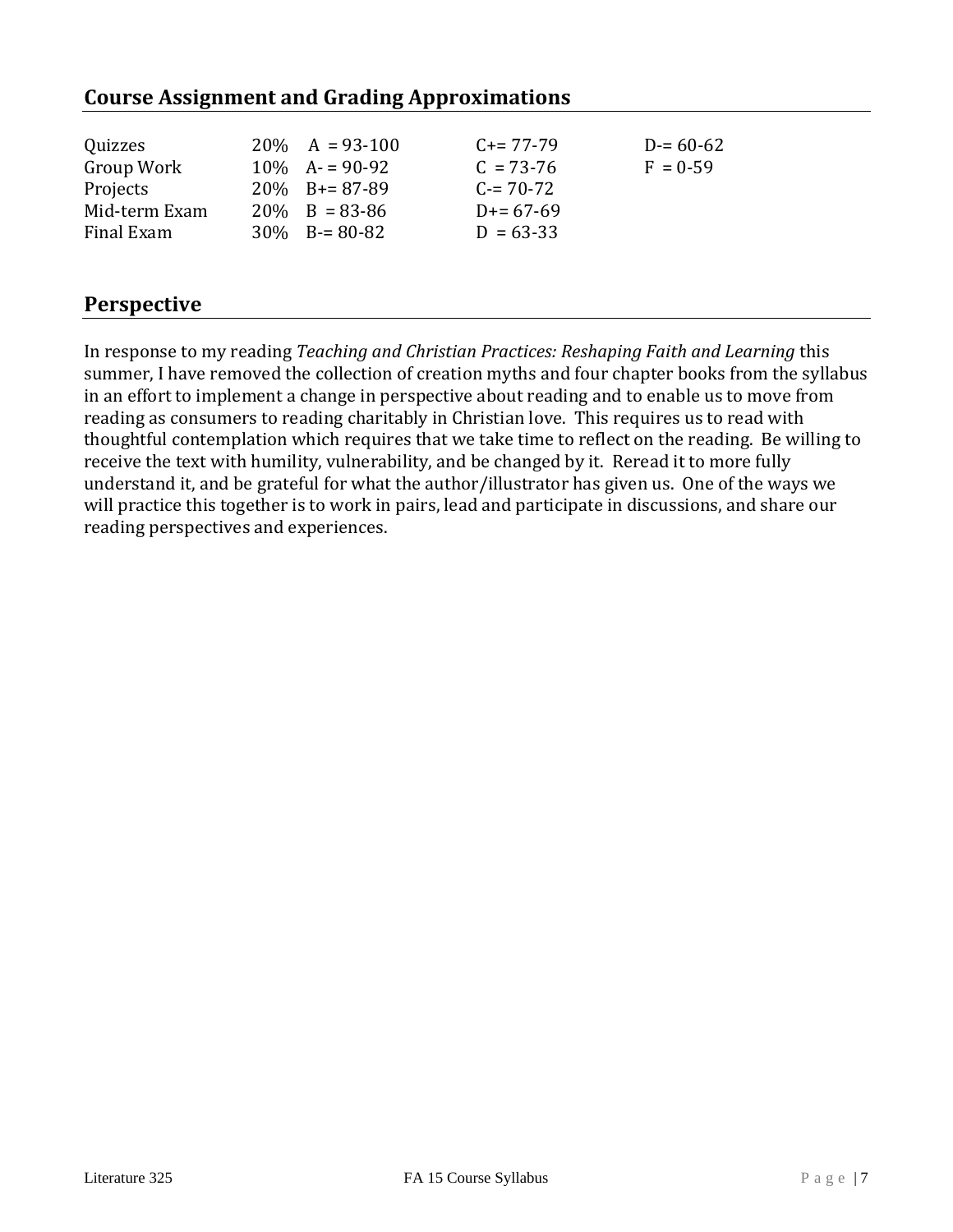## Course Assignment and Grading Approximations

| | | | | |
|---|---|---|---|---|
| Quizzes | 20% | A = 93-100 | C+= 77-79 | D-= 60-62 |
| Group Work | 10% | A- = 90-92 | C = 73-76 | F = 0-59 |
| Projects | 20% | B+= 87-89 | C-= 70-72 | |
| Mid-term Exam | 20% | B = 83-86 | D+= 67-69 | |
| Final Exam | 30% | B-= 80-82 | D = 63-33 | |

## Perspective

In response to my reading *Teaching and Christian Practices: Reshaping Faith and Learning* this summer, I have removed the collection of creation myths and four chapter books from the syllabus in an effort to implement a change in perspective about reading and to enable us to move from reading as consumers to reading charitably in Christian love. This requires us to read with thoughtful contemplation which requires that we take time to reflect on the reading. Be willing to receive the text with humility, vulnerability, and be changed by it. Reread it to more fully understand it, and be grateful for what the author/illustrator has given us. One of the ways we will practice this together is to work in pairs, lead and participate in discussions, and share our reading perspectives and experiences.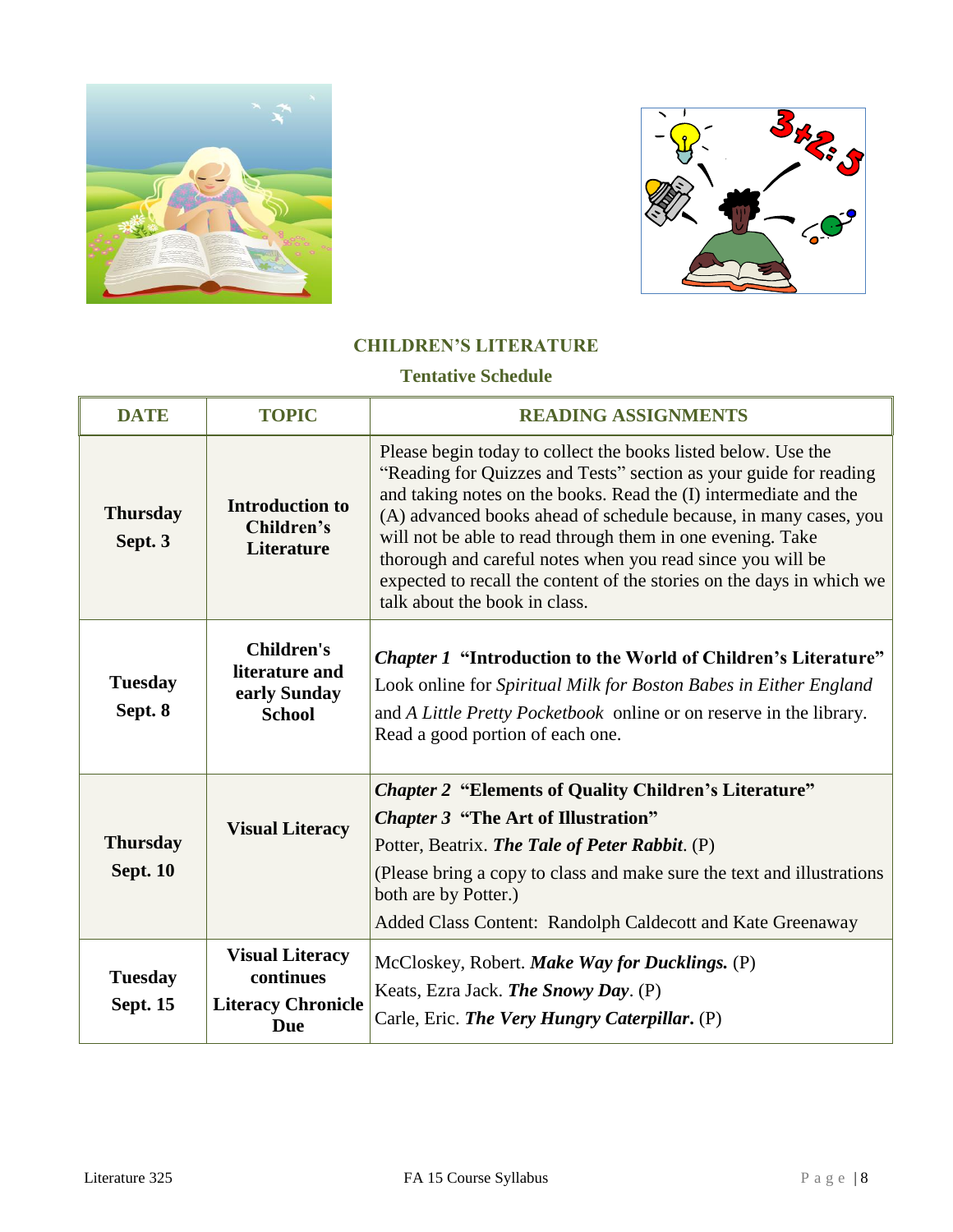## CHILDREN'S LITERATURE

### Tentative Schedule

| DATE | TOPIC | READING ASSIGNMENTS |
|---|---|---|
| **Thursday Sept. 3** | **Introduction to Children's Literature** | Please begin today to collect the books listed below. Use the "Reading for Quizzes and Tests" section as your guide for reading and taking notes on the books. Read the (I) intermediate and the (A) advanced books ahead of schedule because, in many cases, you will not be able to read through them in one evening. Take thorough and careful notes when you read since you will be expected to recall the content of the stories on the days in which we talk about the book in class. |
| **Tuesday Sept. 8** | **Children's literature and early Sunday School** | ***Chapter 1*** **"Introduction to the World of Children's Literature"**<br>Look online for *Spiritual Milk for Boston Babes in Either England* and *A Little Pretty Pocketbook* online or on reserve in the library. Read a good portion of each one. |
| **Thursday Sept. 10** | **Visual Literacy** | ***Chapter 2*** **"Elements of Quality Children's Literature"**<br>***Chapter 3*** **"The Art of Illustration"**<br>Potter, Beatrix. ***The Tale of Peter Rabbit***. (P)<br>(Please bring a copy to class and make sure the text and illustrations both are by Potter.)<br>Added Class Content: Randolph Caldecott and Kate Greenaway |
| **Tuesday Sept. 15** | **Visual Literacy continues**<br>**Literacy Chronicle Due** | McCloskey, Robert. ***Make Way for Ducklings.*** (P)<br>Keats, Ezra Jack. ***The Snowy Day***. (P)<br>Carle, Eric. ***The Very Hungry Caterpillar***. (P) |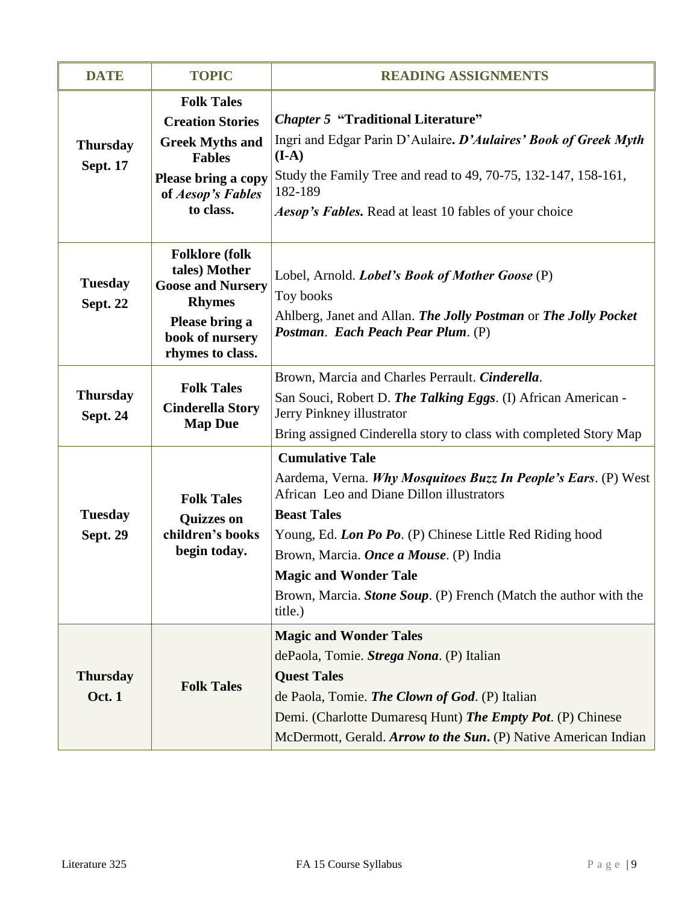| DATE | TOPIC | READING ASSIGNMENTS |
|---|---|---|
| **Thursday Sept. 17** | **Folk Tales Creation Stories Greek Myths and Fables Please bring a copy of *Aesop's Fables* to class.** | ***Chapter 5* "Traditional Literature"**<br>Ingri and Edgar Parin D'Aulaire**. *D'Aulaires' Book of Greek Myth* (I-A)**<br>Study the Family Tree and read to 49, 70-75, 132-147, 158-161, 182-189<br>***Aesop's Fables.*** Read at least 10 fables of your choice |
| **Tuesday Sept. 22** | **Folklore (folk tales) Mother Goose and Nursery Rhymes Please bring a book of nursery rhymes to class.** | Lobel, Arnold. ***Lobel's Book of Mother Goose*** (P)<br>Toy books<br>Ahlberg, Janet and Allan. ***The Jolly Postman*** or ***The Jolly Pocket Postman*. *Each Peach Pear Plum*.** (P) |
| **Thursday Sept. 24** | **Folk Tales Cinderella Story Map Due** | Brown, Marcia and Charles Perrault. ***Cinderella***.<br>San Souci, Robert D. ***The Talking Eggs***. (I) African American - Jerry Pinkney illustrator<br>Bring assigned Cinderella story to class with completed Story Map |
| **Tuesday Sept. 29** | **Folk Tales Quizzes on children's books begin today.** | **Cumulative Tale**<br>Aardema, Verna. ***Why Mosquitoes Buzz In People's Ears***. (P) West African Leo and Diane Dillon illustrators<br>**Beast Tales**<br>Young, Ed. ***Lon Po Po***. (P) Chinese Little Red Riding hood<br>Brown, Marcia. ***Once a Mouse***. (P) India<br>**Magic and Wonder Tale**<br>Brown, Marcia. ***Stone Soup***. (P) French (Match the author with the title.) |
| **Thursday Oct. 1** | **Folk Tales** | **Magic and Wonder Tales**<br>dePaola, Tomie. ***Strega Nona***. (P) Italian<br>**Quest Tales**<br>de Paola, Tomie. ***The Clown of God***. (P) Italian<br>Demi. (Charlotte Dumaresq Hunt) ***The Empty Pot***. (P) Chinese<br>McDermott, Gerald. ***Arrow to the Sun*.** (P) Native American Indian |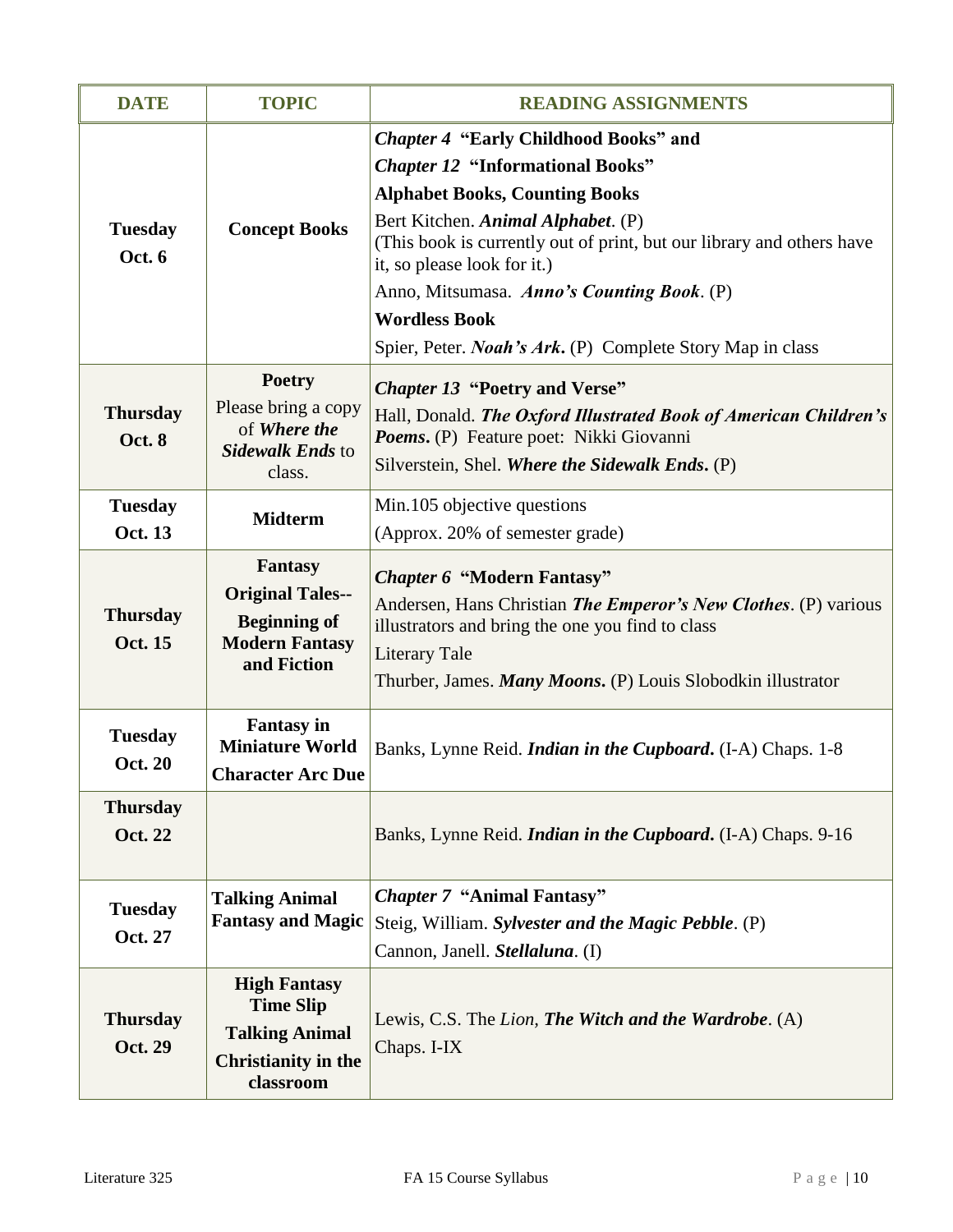| DATE | TOPIC | READING ASSIGNMENTS |
|---|---|---|
| **Tuesday Oct. 6** | **Concept Books** | ***Chapter 4* "Early Childhood Books" and**<br>***Chapter 12* "Informational Books"**<br>**Alphabet Books, Counting Books**<br>Bert Kitchen. ***Animal Alphabet***. (P)<br>(This book is currently out of print, but our library and others have it, so please look for it.)<br>Anno, Mitsumasa. ***Anno's Counting Book***. (P)<br>**Wordless Book**<br>Spier, Peter. ***Noah's Ark*.** (P) Complete Story Map in class |
| **Thursday Oct. 8** | **Poetry**<br>Please bring a copy of ***Where the Sidewalk Ends*** to class. | ***Chapter 13* "Poetry and Verse"**<br>Hall, Donald. ***The Oxford Illustrated Book of American Children's Poems*.** (P) Feature poet: Nikki Giovanni<br>Silverstein, Shel. ***Where the Sidewalk Ends*.** (P) |
| **Tuesday Oct. 13** | **Midterm** | Min.105 objective questions<br>(Approx. 20% of semester grade) |
| **Thursday Oct. 15** | **Fantasy**<br>**Original Tales-- Beginning of Modern Fantasy and Fiction** | ***Chapter 6* "Modern Fantasy"**<br>Andersen, Hans Christian ***The Emperor's New Clothes***. (P) various illustrators and bring the one you find to class<br>Literary Tale<br>Thurber, James. ***Many Moons*.** (P) Louis Slobodkin illustrator |
| **Tuesday Oct. 20** | **Fantasy in Miniature World**<br>**Character Arc Due** | Banks, Lynne Reid. ***Indian in the Cupboard*.** (I-A) Chaps. 1-8 |
| **Thursday Oct. 22** | | Banks, Lynne Reid. ***Indian in the Cupboard*.** (I-A) Chaps. 9-16 |
| **Tuesday Oct. 27** | **Talking Animal Fantasy and Magic** | ***Chapter 7* "Animal Fantasy"**<br>Steig, William. ***Sylvester and the Magic Pebble***. (P)<br>Cannon, Janell. ***Stellaluna***. (I) |
| **Thursday Oct. 29** | **High Fantasy**<br>**Time Slip**<br>**Talking Animal**<br>**Christianity in the classroom** | Lewis, C.S. The *Lion,* ***The Witch and the Wardrobe***. (A)<br>Chaps. I-IX |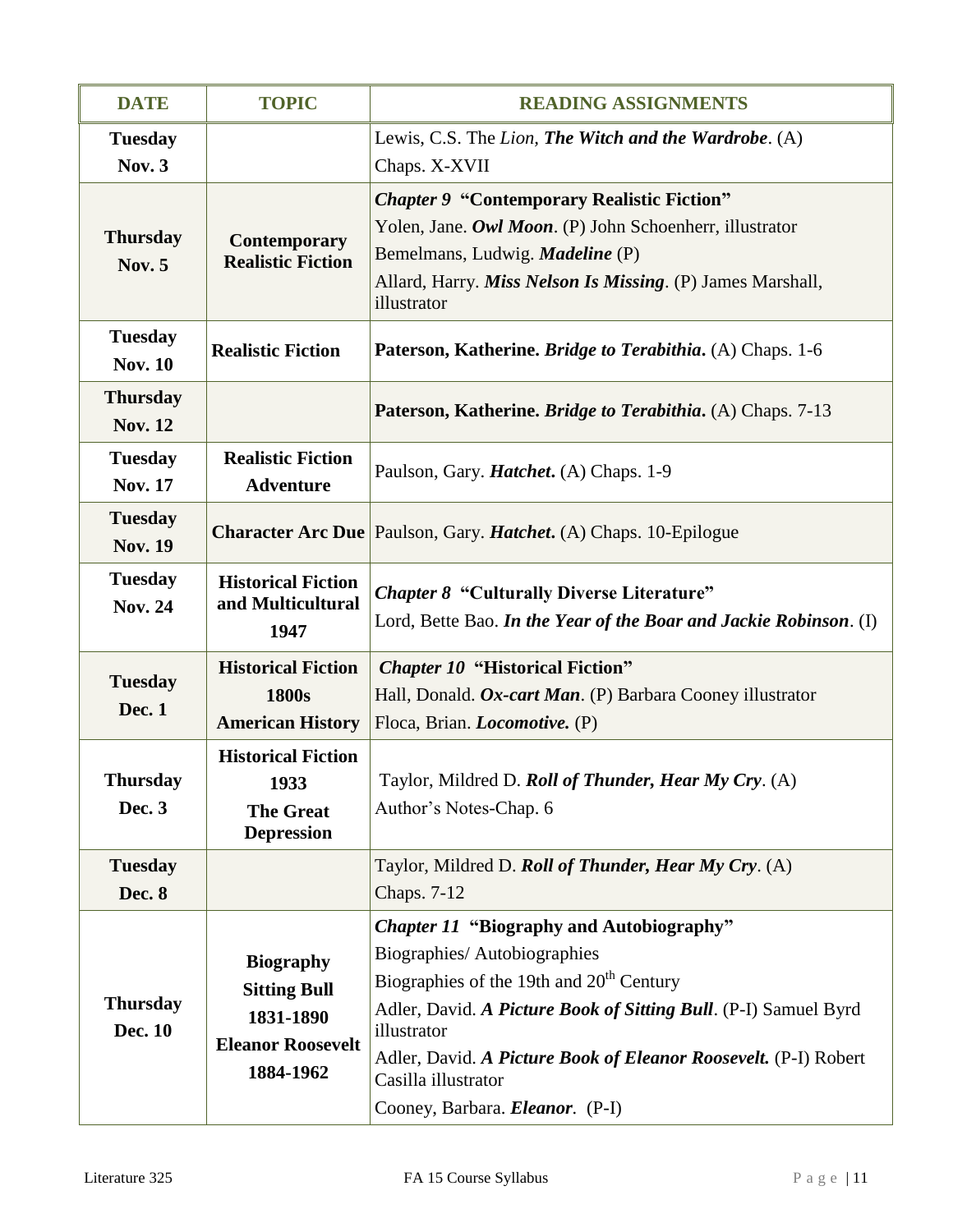| DATE | TOPIC | READING ASSIGNMENTS |
|---|---|---|
| **Tuesday Nov. 3** | | Lewis, C.S. The *Lion, **The Witch and the Wardrobe***. (A) Chaps. X-XVII |
| **Thursday Nov. 5** | **Contemporary Realistic Fiction** | ***Chapter 9* "Contemporary Realistic Fiction"**<br>Yolen, Jane. ***Owl Moon***. (P) John Schoenherr, illustrator<br>Bemelmans, Ludwig. ***Madeline*** (P)<br>Allard, Harry. ***Miss Nelson Is Missing***. (P) James Marshall, illustrator |
| **Tuesday Nov. 10** | **Realistic Fiction** | **Paterson, Katherine. *Bridge to Terabithia*.** (A) Chaps. 1-6 |
| **Thursday Nov. 12** | | **Paterson, Katherine. *Bridge to Terabithia*.** (A) Chaps. 7-13 |
| **Tuesday Nov. 17** | **Realistic Fiction Adventure** | Paulson, Gary. ***Hatchet*.** (A) Chaps. 1-9 |
| **Tuesday Nov. 19** | **Character Arc Due** | Paulson, Gary. ***Hatchet*.** (A) Chaps. 10-Epilogue |
| **Tuesday Nov. 24** | **Historical Fiction and Multicultural 1947** | ***Chapter 8* "Culturally Diverse Literature"**<br>Lord, Bette Bao. ***In the Year of the Boar and Jackie Robinson***. (I) |
| **Tuesday Dec. 1** | **Historical Fiction 1800s American History** | ***Chapter 10* "Historical Fiction"**<br>Hall, Donald. ***Ox-cart Man***. (P) Barbara Cooney illustrator<br>Floca, Brian. ***Locomotive.*** (P) |
| **Thursday Dec. 3** | **Historical Fiction 1933 The Great Depression** | Taylor, Mildred D. ***Roll of Thunder, Hear My Cry***. (A) Author's Notes-Chap. 6 |
| **Tuesday Dec. 8** | | Taylor, Mildred D. ***Roll of Thunder, Hear My Cry***. (A) Chaps. 7-12 |
| **Thursday Dec. 10** | **Biography Sitting Bull 1831-1890 Eleanor Roosevelt 1884-1962** | ***Chapter 11* "Biography and Autobiography"**<br>Biographies/ Autobiographies<br>Biographies of the 19th and 20th Century<br>Adler, David. ***A Picture Book of Sitting Bull***. (P-I) Samuel Byrd illustrator<br>Adler, David. ***A Picture Book of Eleanor Roosevelt.*** (P-I) Robert Casilla illustrator<br>Cooney, Barbara. ***Eleanor***. (P-I) |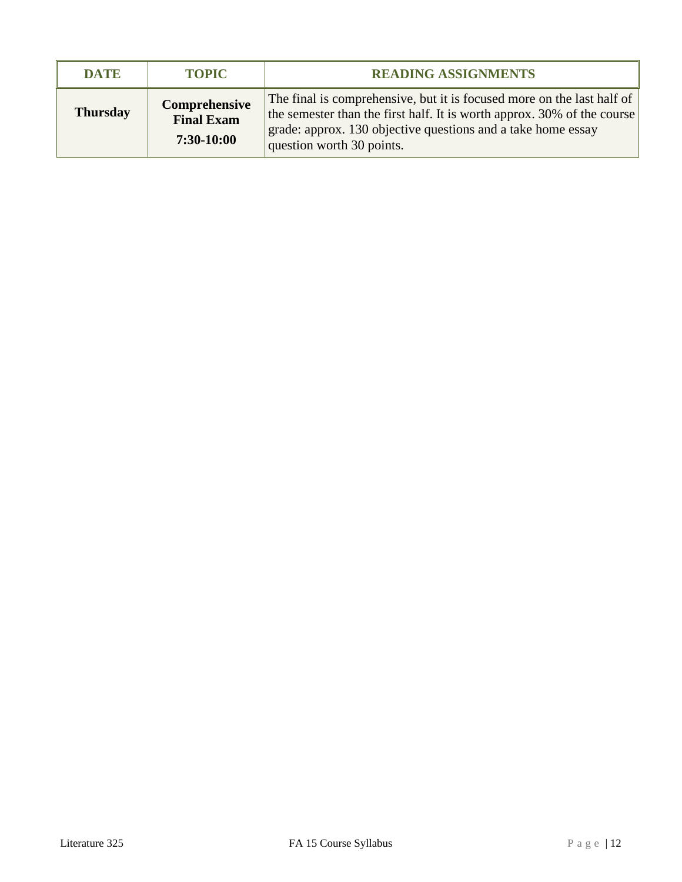| DATE | TOPIC | READING ASSIGNMENTS |
| --- | --- | --- |
| **Thursday** | **Comprehensive Final Exam 7:30-10:00** | The final is comprehensive, but it is focused more on the last half of the semester than the first half. It is worth approx. 30% of the course grade: approx. 130 objective questions and a take home essay question worth 30 points. |